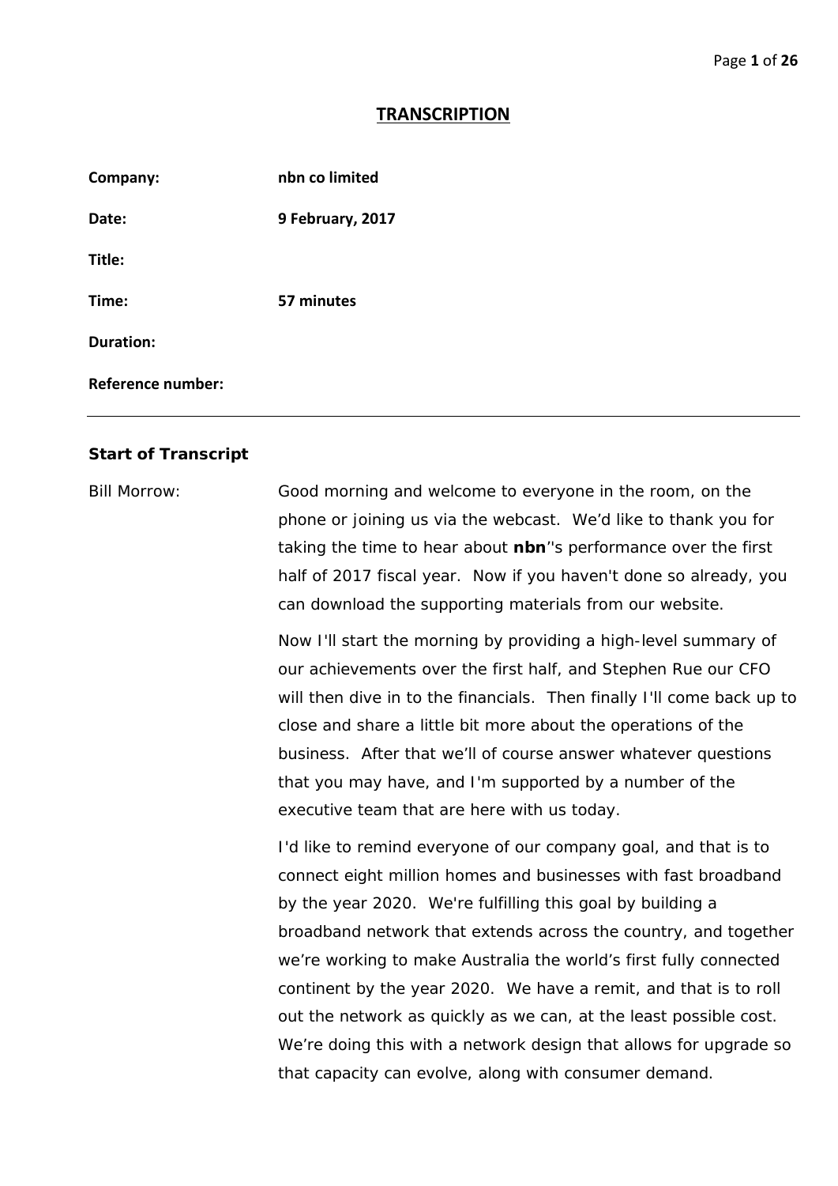## TRANSCRIPTION

**Company:** nbn co limited

**Date:** 9 February, 2017

**Title:**

**Time:** 57 minutes

**Duration:**

**Reference number:**

---

**Start of Transcript**

Bill Morrow: Good morning and welcome to everyone in the room, on the phone or joining us via the webcast. We'd like to thank you for taking the time to hear about **nbn**''s performance over the first half of 2017 fiscal year. Now if you haven't done so already, you can download the supporting materials from our website.

Now I'll start the morning by providing a high-level summary of our achievements over the first half, and Stephen Rue our CFO will then dive in to the financials. Then finally I'll come back up to close and share a little bit more about the operations of the business. After that we'll of course answer whatever questions that you may have, and I'm supported by a number of the executive team that are here with us today.

I'd like to remind everyone of our company goal, and that is to connect eight million homes and businesses with fast broadband by the year 2020. We're fulfilling this goal by building a broadband network that extends across the country, and together we're working to make Australia the world's first fully connected continent by the year 2020. We have a remit, and that is to roll out the network as quickly as we can, at the least possible cost. We're doing this with a network design that allows for upgrade so that capacity can evolve, along with consumer demand.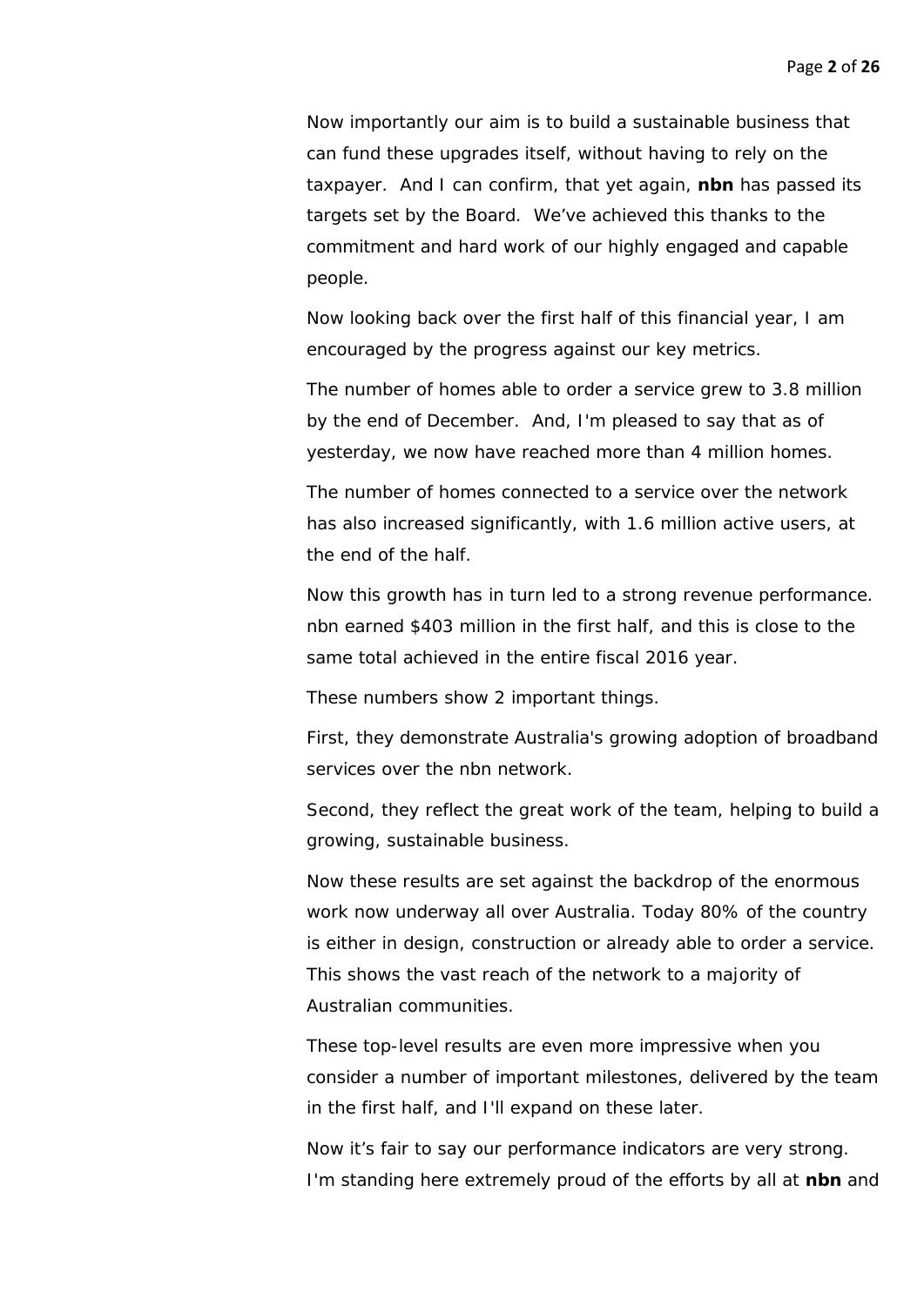Now importantly our aim is to build a sustainable business that can fund these upgrades itself, without having to rely on the taxpayer. And I can confirm, that yet again, **nbn** has passed its targets set by the Board. We've achieved this thanks to the commitment and hard work of our highly engaged and capable people.

Now looking back over the first half of this financial year, I am encouraged by the progress against our key metrics.

The number of homes able to order a service grew to 3.8 million by the end of December. And, I'm pleased to say that as of yesterday, we now have reached more than 4 million homes.

The number of homes connected to a service over the network has also increased significantly, with 1.6 million active users, at the end of the half.

Now this growth has in turn led to a strong revenue performance. nbn earned $403 million in the first half, and this is close to the same total achieved in the entire fiscal 2016 year.

These numbers show 2 important things.

First, they demonstrate Australia's growing adoption of broadband services over the nbn network.

Second, they reflect the great work of the team, helping to build a growing, sustainable business.

Now these results are set against the backdrop of the enormous work now underway all over Australia. Today 80% of the country is either in design, construction or already able to order a service. This shows the vast reach of the network to a majority of Australian communities.

These top-level results are even more impressive when you consider a number of important milestones, delivered by the team in the first half, and I'll expand on these later.

Now it's fair to say our performance indicators are very strong. I'm standing here extremely proud of the efforts by all at **nbn** and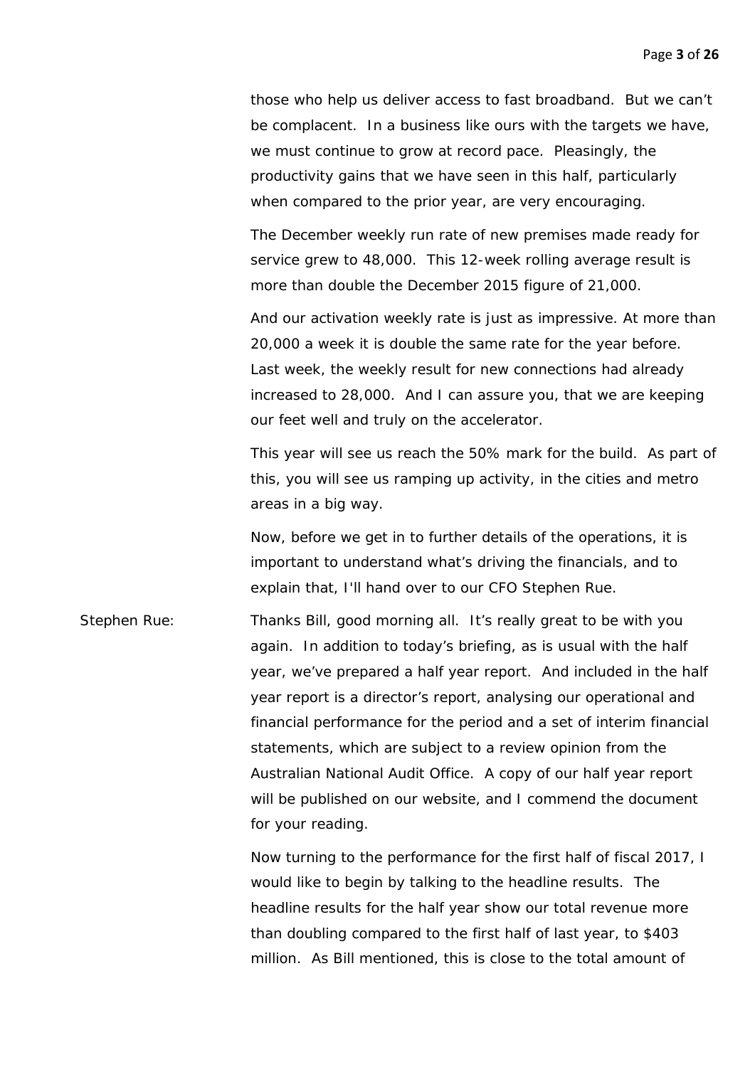those who help us deliver access to fast broadband. But we can't be complacent. In a business like ours with the targets we have, we must continue to grow at record pace. Pleasingly, the productivity gains that we have seen in this half, particularly when compared to the prior year, are very encouraging.

The December weekly run rate of new premises made ready for service grew to 48,000. This 12-week rolling average result is more than double the December 2015 figure of 21,000.

And our activation weekly rate is just as impressive. At more than 20,000 a week it is double the same rate for the year before. Last week, the weekly result for new connections had already increased to 28,000. And I can assure you, that we are keeping our feet well and truly on the accelerator.

This year will see us reach the 50% mark for the build. As part of this, you will see us ramping up activity, in the cities and metro areas in a big way.

Now, before we get in to further details of the operations, it is important to understand what's driving the financials, and to explain that, I'll hand over to our CFO Stephen Rue.

Stephen Rue: Thanks Bill, good morning all. It's really great to be with you again. In addition to today's briefing, as is usual with the half year, we've prepared a half year report. And included in the half year report is a director's report, analysing our operational and financial performance for the period and a set of interim financial statements, which are subject to a review opinion from the Australian National Audit Office. A copy of our half year report will be published on our website, and I commend the document for your reading.

Now turning to the performance for the first half of fiscal 2017, I would like to begin by talking to the headline results. The headline results for the half year show our total revenue more than doubling compared to the first half of last year, to $403 million. As Bill mentioned, this is close to the total amount of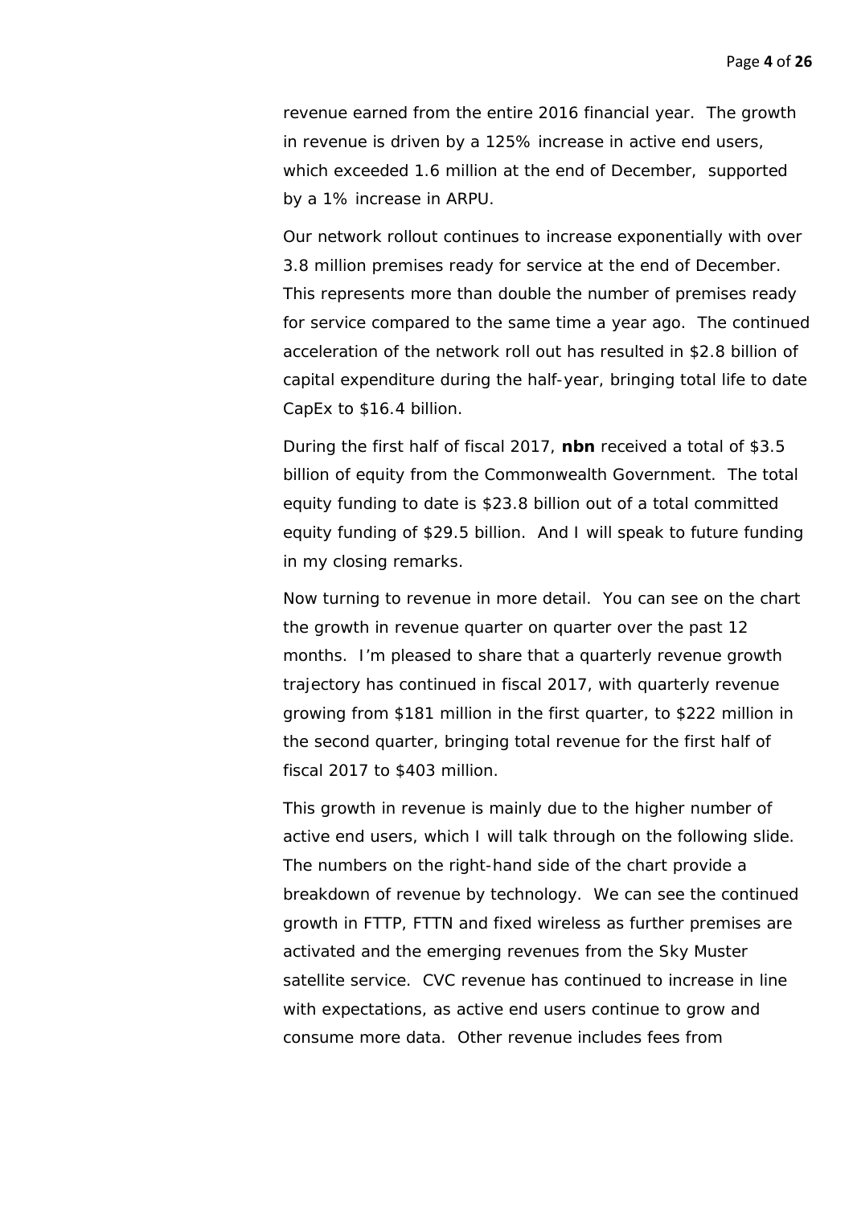revenue earned from the entire 2016 financial year. The growth in revenue is driven by a 125% increase in active end users, which exceeded 1.6 million at the end of December, supported by a 1% increase in ARPU.

Our network rollout continues to increase exponentially with over 3.8 million premises ready for service at the end of December. This represents more than double the number of premises ready for service compared to the same time a year ago. The continued acceleration of the network roll out has resulted in $2.8 billion of capital expenditure during the half-year, bringing total life to date CapEx to $16.4 billion.

During the first half of fiscal 2017, **nbn** received a total of $3.5 billion of equity from the Commonwealth Government. The total equity funding to date is $23.8 billion out of a total committed equity funding of $29.5 billion. And I will speak to future funding in my closing remarks.

Now turning to revenue in more detail. You can see on the chart the growth in revenue quarter on quarter over the past 12 months. I'm pleased to share that a quarterly revenue growth trajectory has continued in fiscal 2017, with quarterly revenue growing from $181 million in the first quarter, to $222 million in the second quarter, bringing total revenue for the first half of fiscal 2017 to $403 million.

This growth in revenue is mainly due to the higher number of active end users, which I will talk through on the following slide. The numbers on the right-hand side of the chart provide a breakdown of revenue by technology. We can see the continued growth in FTTP, FTTN and fixed wireless as further premises are activated and the emerging revenues from the Sky Muster satellite service. CVC revenue has continued to increase in line with expectations, as active end users continue to grow and consume more data. Other revenue includes fees from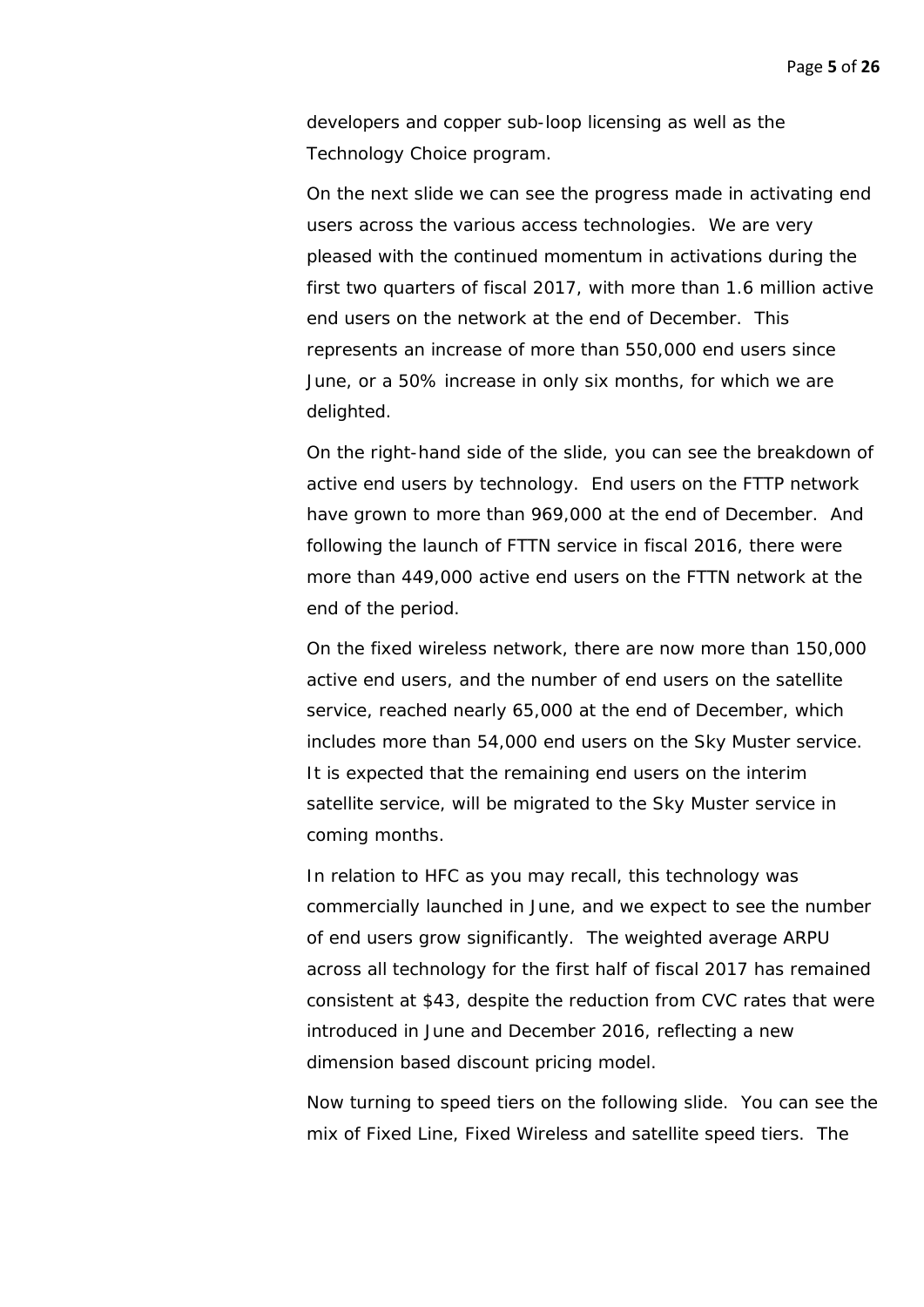developers and copper sub-loop licensing as well as the Technology Choice program.

On the next slide we can see the progress made in activating end users across the various access technologies. We are very pleased with the continued momentum in activations during the first two quarters of fiscal 2017, with more than 1.6 million active end users on the network at the end of December. This represents an increase of more than 550,000 end users since June, or a 50% increase in only six months, for which we are delighted.

On the right-hand side of the slide, you can see the breakdown of active end users by technology. End users on the FTTP network have grown to more than 969,000 at the end of December. And following the launch of FTTN service in fiscal 2016, there were more than 449,000 active end users on the FTTN network at the end of the period.

On the fixed wireless network, there are now more than 150,000 active end users, and the number of end users on the satellite service, reached nearly 65,000 at the end of December, which includes more than 54,000 end users on the Sky Muster service. It is expected that the remaining end users on the interim satellite service, will be migrated to the Sky Muster service in coming months.

In relation to HFC as you may recall, this technology was commercially launched in June, and we expect to see the number of end users grow significantly. The weighted average ARPU across all technology for the first half of fiscal 2017 has remained consistent at $43, despite the reduction from CVC rates that were introduced in June and December 2016, reflecting a new dimension based discount pricing model.

Now turning to speed tiers on the following slide. You can see the mix of Fixed Line, Fixed Wireless and satellite speed tiers. The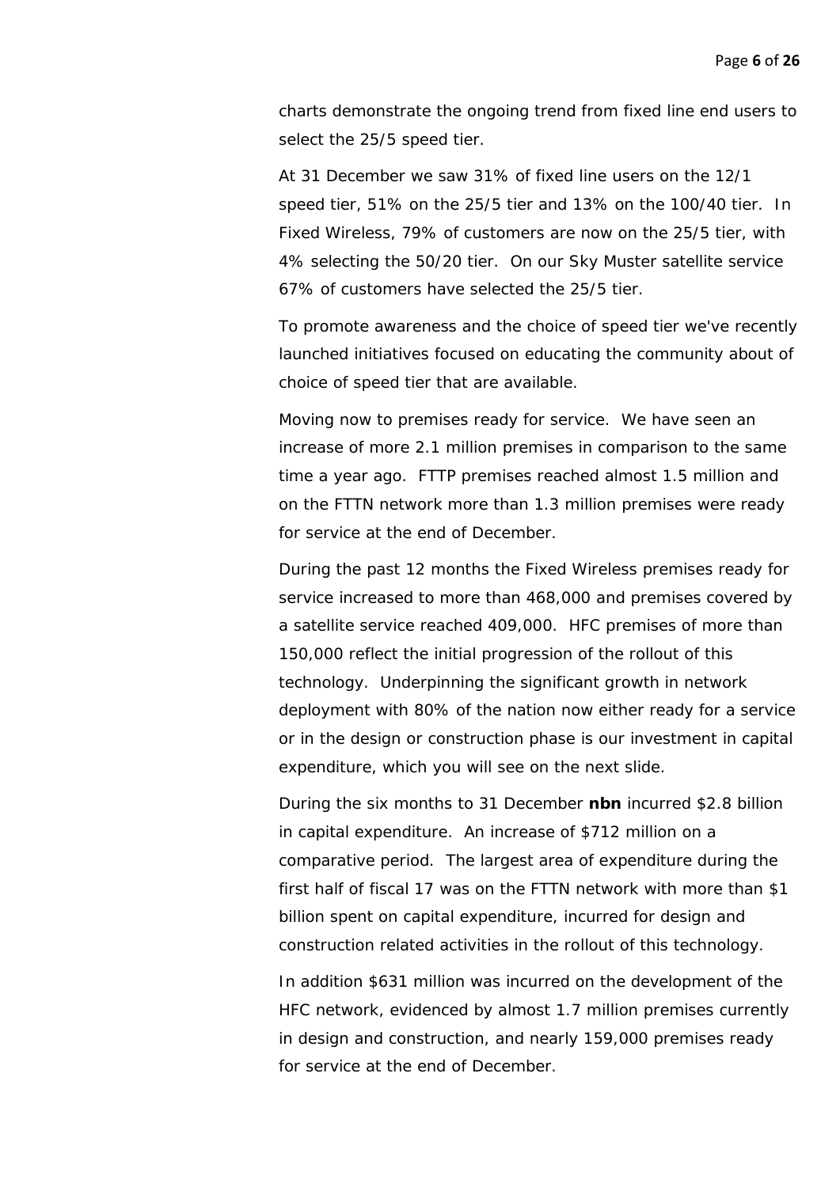charts demonstrate the ongoing trend from fixed line end users to select the 25/5 speed tier.

At 31 December we saw 31% of fixed line users on the 12/1 speed tier, 51% on the 25/5 tier and 13% on the 100/40 tier. In Fixed Wireless, 79% of customers are now on the 25/5 tier, with 4% selecting the 50/20 tier. On our Sky Muster satellite service 67% of customers have selected the 25/5 tier.

To promote awareness and the choice of speed tier we've recently launched initiatives focused on educating the community about of choice of speed tier that are available.

Moving now to premises ready for service. We have seen an increase of more 2.1 million premises in comparison to the same time a year ago. FTTP premises reached almost 1.5 million and on the FTTN network more than 1.3 million premises were ready for service at the end of December.

During the past 12 months the Fixed Wireless premises ready for service increased to more than 468,000 and premises covered by a satellite service reached 409,000. HFC premises of more than 150,000 reflect the initial progression of the rollout of this technology. Underpinning the significant growth in network deployment with 80% of the nation now either ready for a service or in the design or construction phase is our investment in capital expenditure, which you will see on the next slide.

During the six months to 31 December **nbn** incurred $2.8 billion in capital expenditure. An increase of $712 million on a comparative period. The largest area of expenditure during the first half of fiscal 17 was on the FTTN network with more than $1 billion spent on capital expenditure, incurred for design and construction related activities in the rollout of this technology.

In addition $631 million was incurred on the development of the HFC network, evidenced by almost 1.7 million premises currently in design and construction, and nearly 159,000 premises ready for service at the end of December.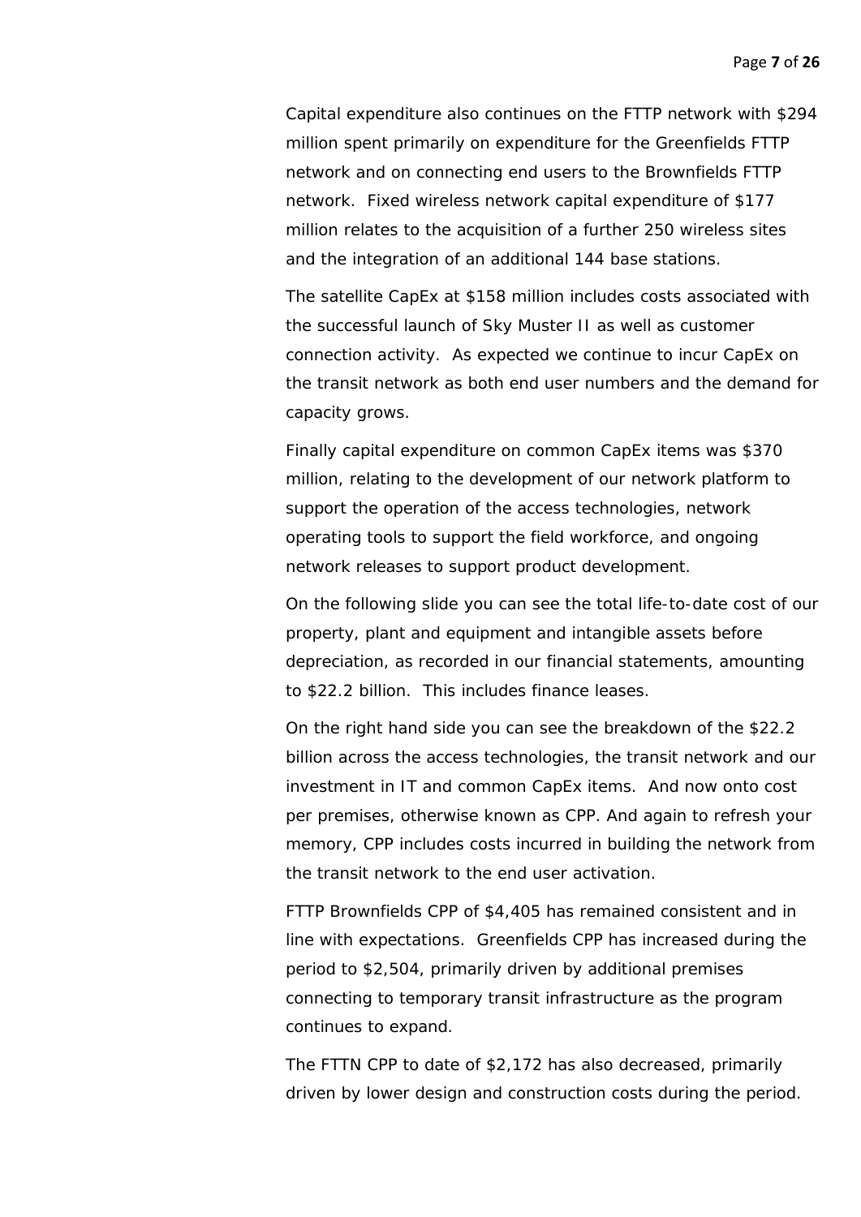Capital expenditure also continues on the FTTP network with $294 million spent primarily on expenditure for the Greenfields FTTP network and on connecting end users to the Brownfields FTTP network. Fixed wireless network capital expenditure of $177 million relates to the acquisition of a further 250 wireless sites and the integration of an additional 144 base stations.

The satellite CapEx at $158 million includes costs associated with the successful launch of Sky Muster II as well as customer connection activity. As expected we continue to incur CapEx on the transit network as both end user numbers and the demand for capacity grows.

Finally capital expenditure on common CapEx items was $370 million, relating to the development of our network platform to support the operation of the access technologies, network operating tools to support the field workforce, and ongoing network releases to support product development.

On the following slide you can see the total life-to-date cost of our property, plant and equipment and intangible assets before depreciation, as recorded in our financial statements, amounting to $22.2 billion. This includes finance leases.

On the right hand side you can see the breakdown of the $22.2 billion across the access technologies, the transit network and our investment in IT and common CapEx items. And now onto cost per premises, otherwise known as CPP. And again to refresh your memory, CPP includes costs incurred in building the network from the transit network to the end user activation.

FTTP Brownfields CPP of $4,405 has remained consistent and in line with expectations. Greenfields CPP has increased during the period to $2,504, primarily driven by additional premises connecting to temporary transit infrastructure as the program continues to expand.

The FTTN CPP to date of $2,172 has also decreased, primarily driven by lower design and construction costs during the period.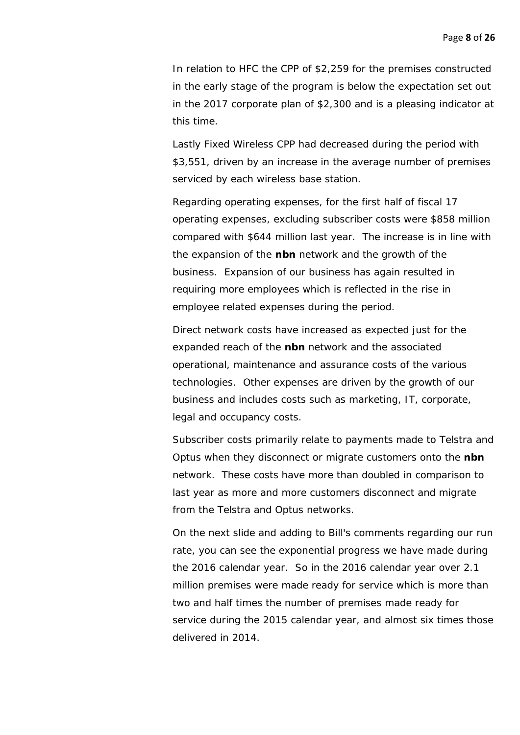In relation to HFC the CPP of $2,259 for the premises constructed in the early stage of the program is below the expectation set out in the 2017 corporate plan of $2,300 and is a pleasing indicator at this time.

Lastly Fixed Wireless CPP had decreased during the period with $3,551, driven by an increase in the average number of premises serviced by each wireless base station.

Regarding operating expenses, for the first half of fiscal 17 operating expenses, excluding subscriber costs were $858 million compared with $644 million last year. The increase is in line with the expansion of the **nbn** network and the growth of the business. Expansion of our business has again resulted in requiring more employees which is reflected in the rise in employee related expenses during the period.

Direct network costs have increased as expected just for the expanded reach of the **nbn** network and the associated operational, maintenance and assurance costs of the various technologies. Other expenses are driven by the growth of our business and includes costs such as marketing, IT, corporate, legal and occupancy costs.

Subscriber costs primarily relate to payments made to Telstra and Optus when they disconnect or migrate customers onto the **nbn** network. These costs have more than doubled in comparison to last year as more and more customers disconnect and migrate from the Telstra and Optus networks.

On the next slide and adding to Bill's comments regarding our run rate, you can see the exponential progress we have made during the 2016 calendar year. So in the 2016 calendar year over 2.1 million premises were made ready for service which is more than two and half times the number of premises made ready for service during the 2015 calendar year, and almost six times those delivered in 2014.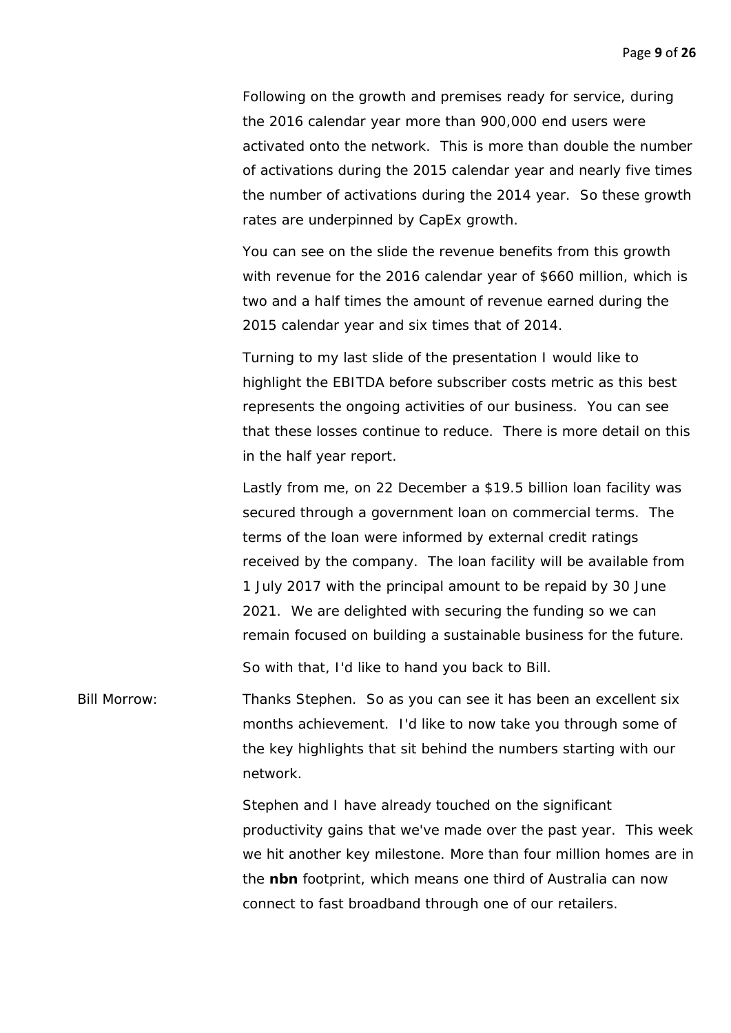Following on the growth and premises ready for service, during the 2016 calendar year more than 900,000 end users were activated onto the network. This is more than double the number of activations during the 2015 calendar year and nearly five times the number of activations during the 2014 year. So these growth rates are underpinned by CapEx growth.

You can see on the slide the revenue benefits from this growth with revenue for the 2016 calendar year of $660 million, which is two and a half times the amount of revenue earned during the 2015 calendar year and six times that of 2014.

Turning to my last slide of the presentation I would like to highlight the EBITDA before subscriber costs metric as this best represents the ongoing activities of our business. You can see that these losses continue to reduce. There is more detail on this in the half year report.

Lastly from me, on 22 December a $19.5 billion loan facility was secured through a government loan on commercial terms. The terms of the loan were informed by external credit ratings received by the company. The loan facility will be available from 1 July 2017 with the principal amount to be repaid by 30 June 2021. We are delighted with securing the funding so we can remain focused on building a sustainable business for the future.

So with that, I'd like to hand you back to Bill.

Bill Morrow: Thanks Stephen. So as you can see it has been an excellent six months achievement. I'd like to now take you through some of the key highlights that sit behind the numbers starting with our network.

Stephen and I have already touched on the significant productivity gains that we've made over the past year. This week we hit another key milestone. More than four million homes are in the **nbn** footprint, which means one third of Australia can now connect to fast broadband through one of our retailers.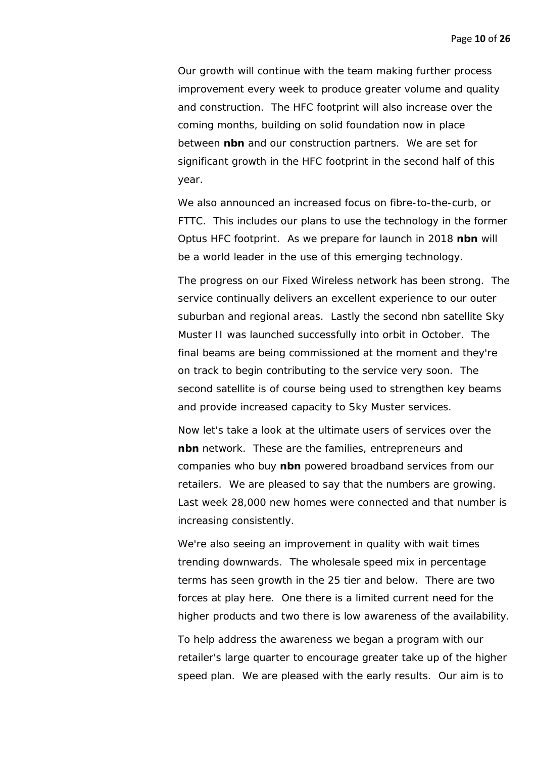Our growth will continue with the team making further process improvement every week to produce greater volume and quality and construction. The HFC footprint will also increase over the coming months, building on solid foundation now in place between **nbn** and our construction partners. We are set for significant growth in the HFC footprint in the second half of this year.

We also announced an increased focus on fibre-to-the-curb, or FTTC. This includes our plans to use the technology in the former Optus HFC footprint. As we prepare for launch in 2018 **nbn** will be a world leader in the use of this emerging technology.

The progress on our Fixed Wireless network has been strong. The service continually delivers an excellent experience to our outer suburban and regional areas. Lastly the second nbn satellite Sky Muster II was launched successfully into orbit in October. The final beams are being commissioned at the moment and they're on track to begin contributing to the service very soon. The second satellite is of course being used to strengthen key beams and provide increased capacity to Sky Muster services.

Now let's take a look at the ultimate users of services over the **nbn** network. These are the families, entrepreneurs and companies who buy **nbn** powered broadband services from our retailers. We are pleased to say that the numbers are growing. Last week 28,000 new homes were connected and that number is increasing consistently.

We're also seeing an improvement in quality with wait times trending downwards. The wholesale speed mix in percentage terms has seen growth in the 25 tier and below. There are two forces at play here. One there is a limited current need for the higher products and two there is low awareness of the availability.

To help address the awareness we began a program with our retailer's large quarter to encourage greater take up of the higher speed plan. We are pleased with the early results. Our aim is to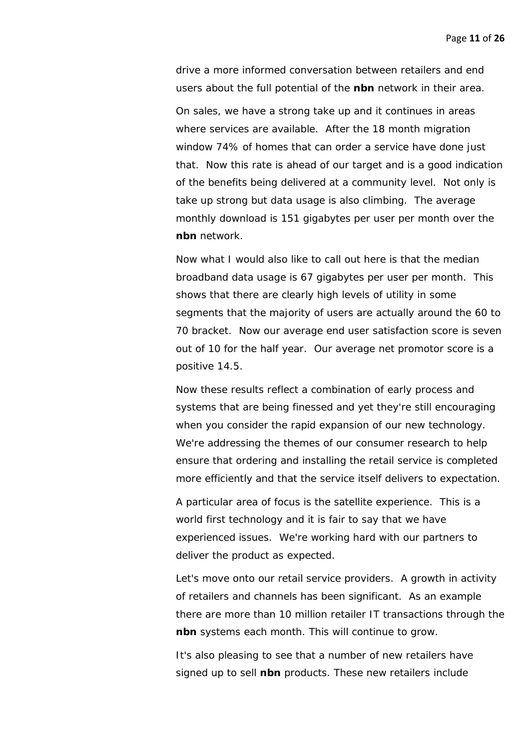drive a more informed conversation between retailers and end users about the full potential of the **nbn** network in their area.

On sales, we have a strong take up and it continues in areas where services are available. After the 18 month migration window 74% of homes that can order a service have done just that. Now this rate is ahead of our target and is a good indication of the benefits being delivered at a community level. Not only is take up strong but data usage is also climbing. The average monthly download is 151 gigabytes per user per month over the **nbn** network.

Now what I would also like to call out here is that the median broadband data usage is 67 gigabytes per user per month. This shows that there are clearly high levels of utility in some segments that the majority of users are actually around the 60 to 70 bracket. Now our average end user satisfaction score is seven out of 10 for the half year. Our average net promotor score is a positive 14.5.

Now these results reflect a combination of early process and systems that are being finessed and yet they're still encouraging when you consider the rapid expansion of our new technology. We're addressing the themes of our consumer research to help ensure that ordering and installing the retail service is completed more efficiently and that the service itself delivers to expectation.

A particular area of focus is the satellite experience. This is a world first technology and it is fair to say that we have experienced issues. We're working hard with our partners to deliver the product as expected.

Let's move onto our retail service providers. A growth in activity of retailers and channels has been significant. As an example there are more than 10 million retailer IT transactions through the **nbn** systems each month. This will continue to grow.

It's also pleasing to see that a number of new retailers have signed up to sell **nbn** products. These new retailers include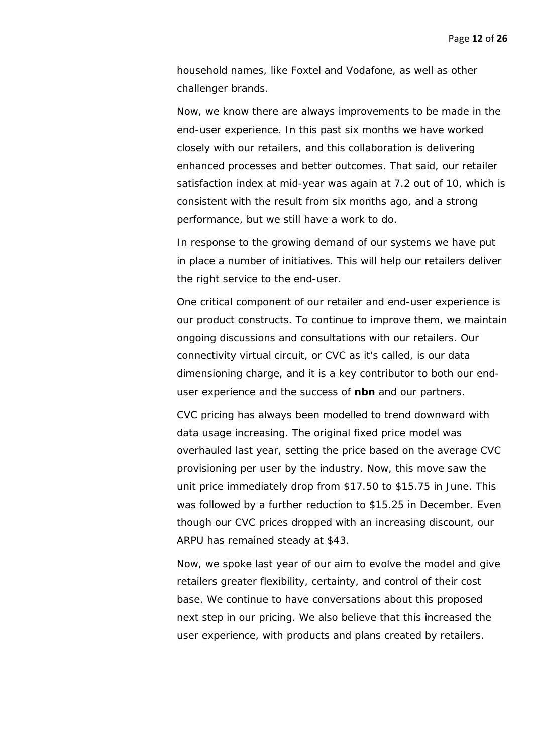household names, like Foxtel and Vodafone, as well as other challenger brands.

Now, we know there are always improvements to be made in the end-user experience. In this past six months we have worked closely with our retailers, and this collaboration is delivering enhanced processes and better outcomes. That said, our retailer satisfaction index at mid-year was again at 7.2 out of 10, which is consistent with the result from six months ago, and a strong performance, but we still have a work to do.

In response to the growing demand of our systems we have put in place a number of initiatives. This will help our retailers deliver the right service to the end-user.

One critical component of our retailer and end-user experience is our product constructs. To continue to improve them, we maintain ongoing discussions and consultations with our retailers. Our connectivity virtual circuit, or CVC as it's called, is our data dimensioning charge, and it is a key contributor to both our end-user experience and the success of **nbn** and our partners.

CVC pricing has always been modelled to trend downward with data usage increasing. The original fixed price model was overhauled last year, setting the price based on the average CVC provisioning per user by the industry. Now, this move saw the unit price immediately drop from $17.50 to $15.75 in June. This was followed by a further reduction to $15.25 in December. Even though our CVC prices dropped with an increasing discount, our ARPU has remained steady at $43.

Now, we spoke last year of our aim to evolve the model and give retailers greater flexibility, certainty, and control of their cost base. We continue to have conversations about this proposed next step in our pricing. We also believe that this increased the user experience, with products and plans created by retailers.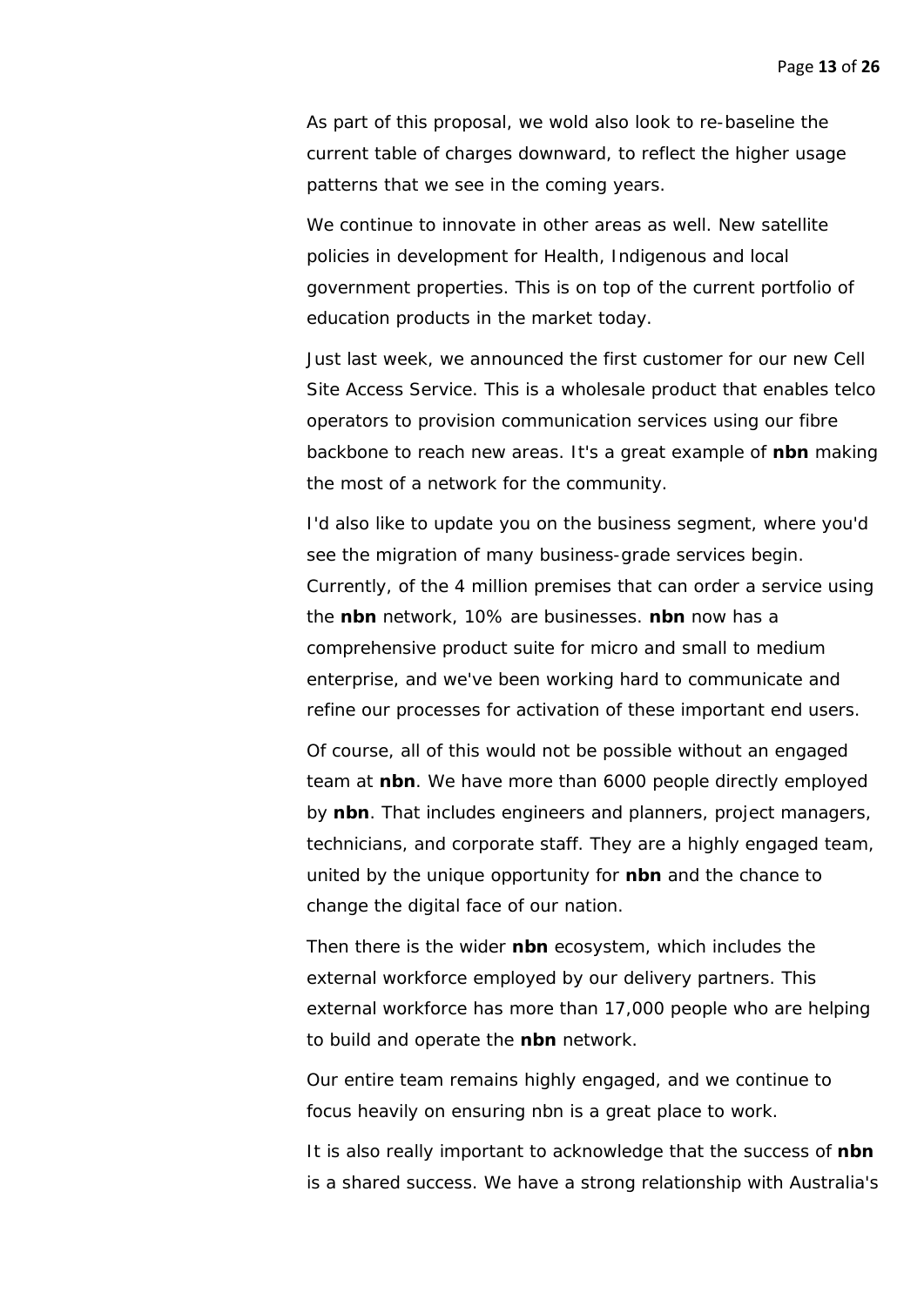As part of this proposal, we wold also look to re-baseline the current table of charges downward, to reflect the higher usage patterns that we see in the coming years.

We continue to innovate in other areas as well. New satellite policies in development for Health, Indigenous and local government properties. This is on top of the current portfolio of education products in the market today.

Just last week, we announced the first customer for our new Cell Site Access Service. This is a wholesale product that enables telco operators to provision communication services using our fibre backbone to reach new areas. It's a great example of **nbn** making the most of a network for the community.

I'd also like to update you on the business segment, where you'd see the migration of many business-grade services begin. Currently, of the 4 million premises that can order a service using the **nbn** network, 10% are businesses. **nbn** now has a comprehensive product suite for micro and small to medium enterprise, and we've been working hard to communicate and refine our processes for activation of these important end users.

Of course, all of this would not be possible without an engaged team at **nbn**. We have more than 6000 people directly employed by **nbn**. That includes engineers and planners, project managers, technicians, and corporate staff. They are a highly engaged team, united by the unique opportunity for **nbn** and the chance to change the digital face of our nation.

Then there is the wider **nbn** ecosystem, which includes the external workforce employed by our delivery partners. This external workforce has more than 17,000 people who are helping to build and operate the **nbn** network.

Our entire team remains highly engaged, and we continue to focus heavily on ensuring nbn is a great place to work.

It is also really important to acknowledge that the success of **nbn** is a shared success. We have a strong relationship with Australia's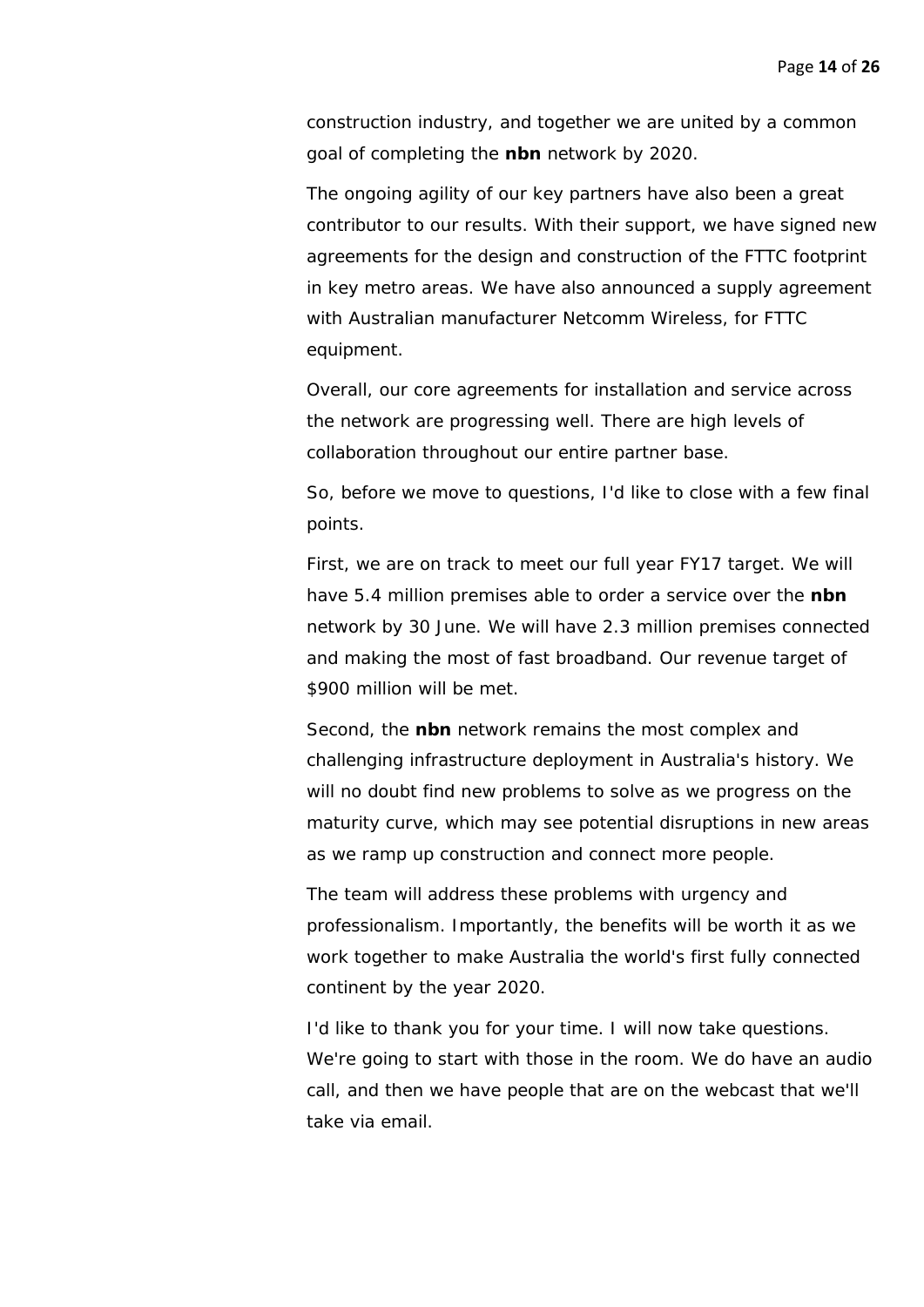construction industry, and together we are united by a common goal of completing the **nbn** network by 2020.

The ongoing agility of our key partners have also been a great contributor to our results. With their support, we have signed new agreements for the design and construction of the FTTC footprint in key metro areas. We have also announced a supply agreement with Australian manufacturer Netcomm Wireless, for FTTC equipment.

Overall, our core agreements for installation and service across the network are progressing well. There are high levels of collaboration throughout our entire partner base.

So, before we move to questions, I'd like to close with a few final points.

First, we are on track to meet our full year FY17 target. We will have 5.4 million premises able to order a service over the **nbn** network by 30 June. We will have 2.3 million premises connected and making the most of fast broadband. Our revenue target of $900 million will be met.

Second, the **nbn** network remains the most complex and challenging infrastructure deployment in Australia's history. We will no doubt find new problems to solve as we progress on the maturity curve, which may see potential disruptions in new areas as we ramp up construction and connect more people.

The team will address these problems with urgency and professionalism. Importantly, the benefits will be worth it as we work together to make Australia the world's first fully connected continent by the year 2020.

I'd like to thank you for your time. I will now take questions. We're going to start with those in the room. We do have an audio call, and then we have people that are on the webcast that we'll take via email.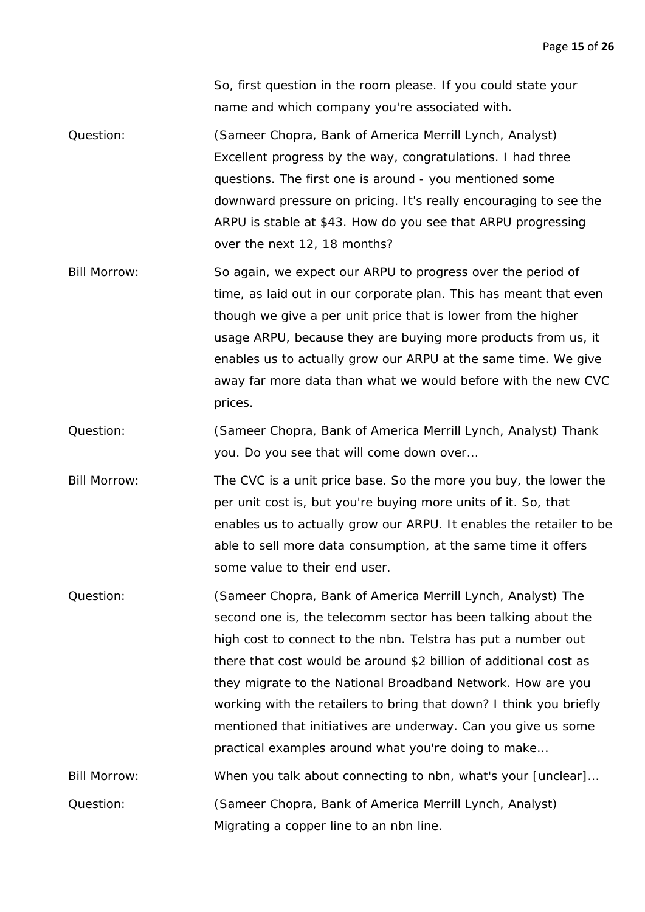So, first question in the room please. If you could state your name and which company you're associated with.

**Question:** (Sameer Chopra, Bank of America Merrill Lynch, Analyst) Excellent progress by the way, congratulations. I had three questions. The first one is around - you mentioned some downward pressure on pricing. It's really encouraging to see the ARPU is stable at $43. How do you see that ARPU progressing over the next 12, 18 months?

**Bill Morrow:** So again, we expect our ARPU to progress over the period of time, as laid out in our corporate plan. This has meant that even though we give a per unit price that is lower from the higher usage ARPU, because they are buying more products from us, it enables us to actually grow our ARPU at the same time. We give away far more data than what we would before with the new CVC prices.

**Question:** (Sameer Chopra, Bank of America Merrill Lynch, Analyst) Thank you. Do you see that will come down over…

**Bill Morrow:** The CVC is a unit price base. So the more you buy, the lower the per unit cost is, but you're buying more units of it. So, that enables us to actually grow our ARPU. It enables the retailer to be able to sell more data consumption, at the same time it offers some value to their end user.

**Question:** (Sameer Chopra, Bank of America Merrill Lynch, Analyst) The second one is, the telecomm sector has been talking about the high cost to connect to the nbn. Telstra has put a number out there that cost would be around $2 billion of additional cost as they migrate to the National Broadband Network. How are you working with the retailers to bring that down? I think you briefly mentioned that initiatives are underway. Can you give us some practical examples around what you're doing to make…

**Bill Morrow:** When you talk about connecting to nbn, what's your [unclear]…

**Question:** (Sameer Chopra, Bank of America Merrill Lynch, Analyst) Migrating a copper line to an nbn line.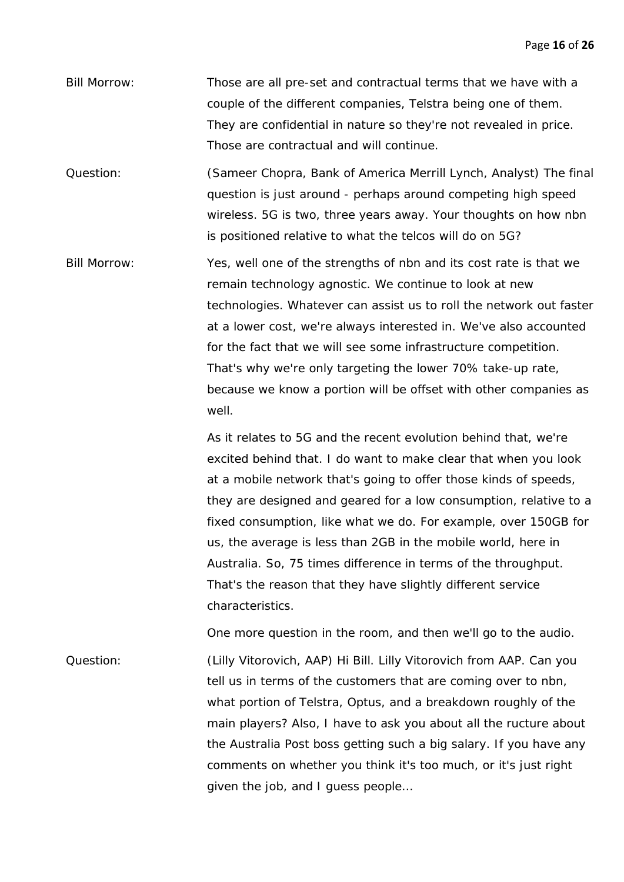Bill Morrow: Those are all pre-set and contractual terms that we have with a couple of the different companies, Telstra being one of them. They are confidential in nature so they're not revealed in price. Those are contractual and will continue.

Question: (Sameer Chopra, Bank of America Merrill Lynch, Analyst) The final question is just around - perhaps around competing high speed wireless. 5G is two, three years away. Your thoughts on how nbn is positioned relative to what the telcos will do on 5G?

Bill Morrow: Yes, well one of the strengths of nbn and its cost rate is that we remain technology agnostic. We continue to look at new technologies. Whatever can assist us to roll the network out faster at a lower cost, we're always interested in. We've also accounted for the fact that we will see some infrastructure competition. That's why we're only targeting the lower 70% take-up rate, because we know a portion will be offset with other companies as well.

As it relates to 5G and the recent evolution behind that, we're excited behind that. I do want to make clear that when you look at a mobile network that's going to offer those kinds of speeds, they are designed and geared for a low consumption, relative to a fixed consumption, like what we do. For example, over 150GB for us, the average is less than 2GB in the mobile world, here in Australia. So, 75 times difference in terms of the throughput. That's the reason that they have slightly different service characteristics.

One more question in the room, and then we'll go to the audio.

Question: (Lilly Vitorovich, AAP) Hi Bill. Lilly Vitorovich from AAP. Can you tell us in terms of the customers that are coming over to nbn, what portion of Telstra, Optus, and a breakdown roughly of the main players? Also, I have to ask you about all the ructure about the Australia Post boss getting such a big salary. If you have any comments on whether you think it's too much, or it's just right given the job, and I guess people...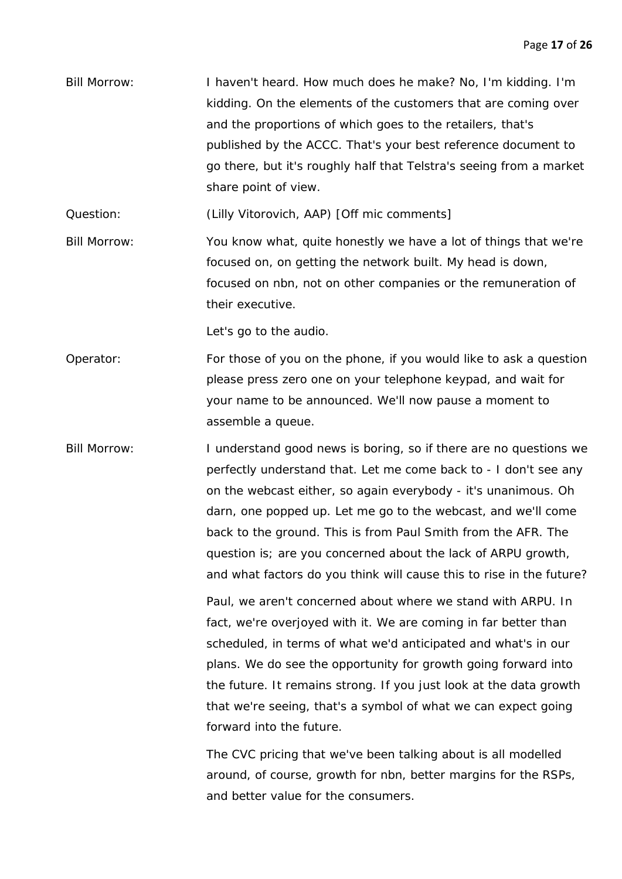Bill Morrow: I haven't heard. How much does he make? No, I'm kidding. I'm kidding. On the elements of the customers that are coming over and the proportions of which goes to the retailers, that's published by the ACCC. That's your best reference document to go there, but it's roughly half that Telstra's seeing from a market share point of view.

Question: (Lilly Vitorovich, AAP) [Off mic comments]

Bill Morrow: You know what, quite honestly we have a lot of things that we're focused on, on getting the network built. My head is down, focused on nbn, not on other companies or the remuneration of their executive.

Let's go to the audio.

Operator: For those of you on the phone, if you would like to ask a question please press zero one on your telephone keypad, and wait for your name to be announced. We'll now pause a moment to assemble a queue.

Bill Morrow: I understand good news is boring, so if there are no questions we perfectly understand that. Let me come back to - I don't see any on the webcast either, so again everybody - it's unanimous. Oh darn, one popped up. Let me go to the webcast, and we'll come back to the ground. This is from Paul Smith from the AFR. The question is; are you concerned about the lack of ARPU growth, and what factors do you think will cause this to rise in the future?

Paul, we aren't concerned about where we stand with ARPU. In fact, we're overjoyed with it. We are coming in far better than scheduled, in terms of what we'd anticipated and what's in our plans. We do see the opportunity for growth going forward into the future. It remains strong. If you just look at the data growth that we're seeing, that's a symbol of what we can expect going forward into the future.

The CVC pricing that we've been talking about is all modelled around, of course, growth for nbn, better margins for the RSPs, and better value for the consumers.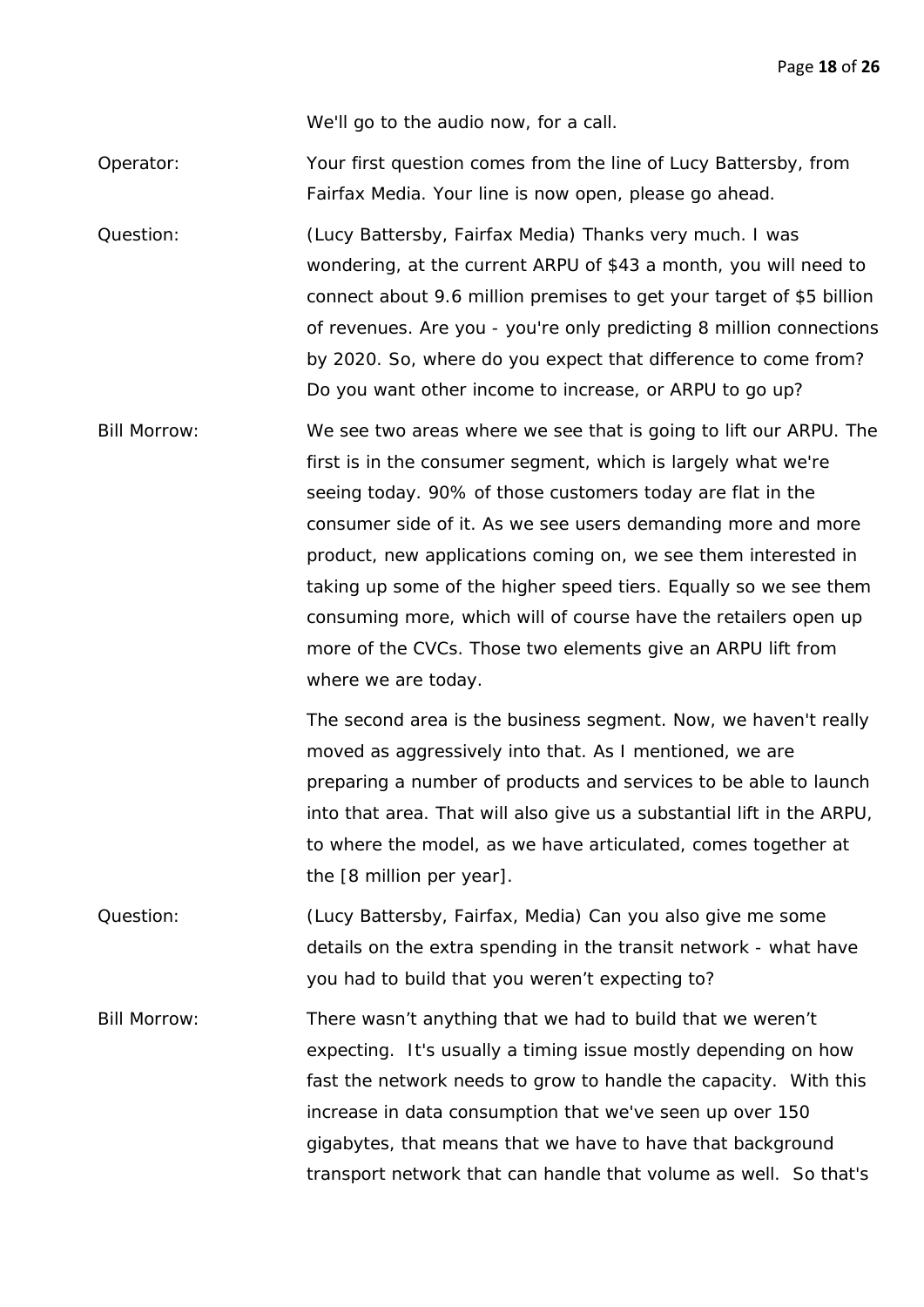We'll go to the audio now, for a call.

Operator: Your first question comes from the line of Lucy Battersby, from Fairfax Media. Your line is now open, please go ahead.

Question: (Lucy Battersby, Fairfax Media) Thanks very much. I was wondering, at the current ARPU of $43 a month, you will need to connect about 9.6 million premises to get your target of $5 billion of revenues. Are you - you're only predicting 8 million connections by 2020. So, where do you expect that difference to come from? Do you want other income to increase, or ARPU to go up?

Bill Morrow: We see two areas where we see that is going to lift our ARPU. The first is in the consumer segment, which is largely what we're seeing today. 90% of those customers today are flat in the consumer side of it. As we see users demanding more and more product, new applications coming on, we see them interested in taking up some of the higher speed tiers. Equally so we see them consuming more, which will of course have the retailers open up more of the CVCs. Those two elements give an ARPU lift from where we are today.

The second area is the business segment. Now, we haven't really moved as aggressively into that. As I mentioned, we are preparing a number of products and services to be able to launch into that area. That will also give us a substantial lift in the ARPU, to where the model, as we have articulated, comes together at the [8 million per year].

Question: (Lucy Battersby, Fairfax, Media) Can you also give me some details on the extra spending in the transit network - what have you had to build that you weren't expecting to?

Bill Morrow: There wasn't anything that we had to build that we weren't expecting. It's usually a timing issue mostly depending on how fast the network needs to grow to handle the capacity. With this increase in data consumption that we've seen up over 150 gigabytes, that means that we have to have that background transport network that can handle that volume as well. So that's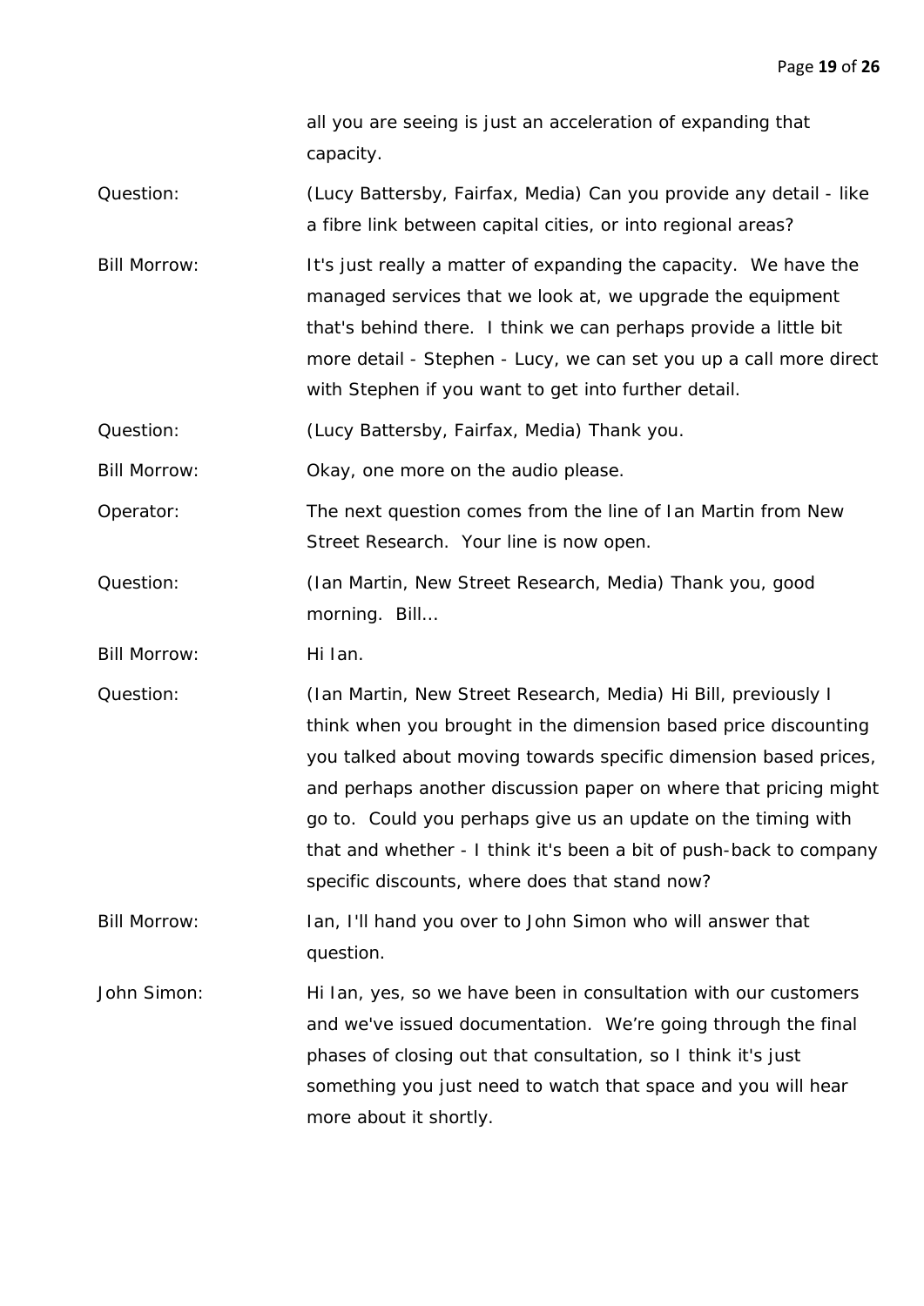all you are seeing is just an acceleration of expanding that capacity.

Question: (Lucy Battersby, Fairfax, Media) Can you provide any detail - like a fibre link between capital cities, or into regional areas?

Bill Morrow: It's just really a matter of expanding the capacity. We have the managed services that we look at, we upgrade the equipment that's behind there. I think we can perhaps provide a little bit more detail - Stephen - Lucy, we can set you up a call more direct with Stephen if you want to get into further detail.

Question: (Lucy Battersby, Fairfax, Media) Thank you.

Bill Morrow: Okay, one more on the audio please.

Operator: The next question comes from the line of Ian Martin from New Street Research. Your line is now open.

Question: (Ian Martin, New Street Research, Media) Thank you, good morning. Bill…

Bill Morrow: Hi Ian.

Question: (Ian Martin, New Street Research, Media) Hi Bill, previously I think when you brought in the dimension based price discounting you talked about moving towards specific dimension based prices, and perhaps another discussion paper on where that pricing might go to. Could you perhaps give us an update on the timing with that and whether - I think it's been a bit of push-back to company specific discounts, where does that stand now?

Bill Morrow: Ian, I'll hand you over to John Simon who will answer that question.

John Simon: Hi Ian, yes, so we have been in consultation with our customers and we've issued documentation. We're going through the final phases of closing out that consultation, so I think it's just something you just need to watch that space and you will hear more about it shortly.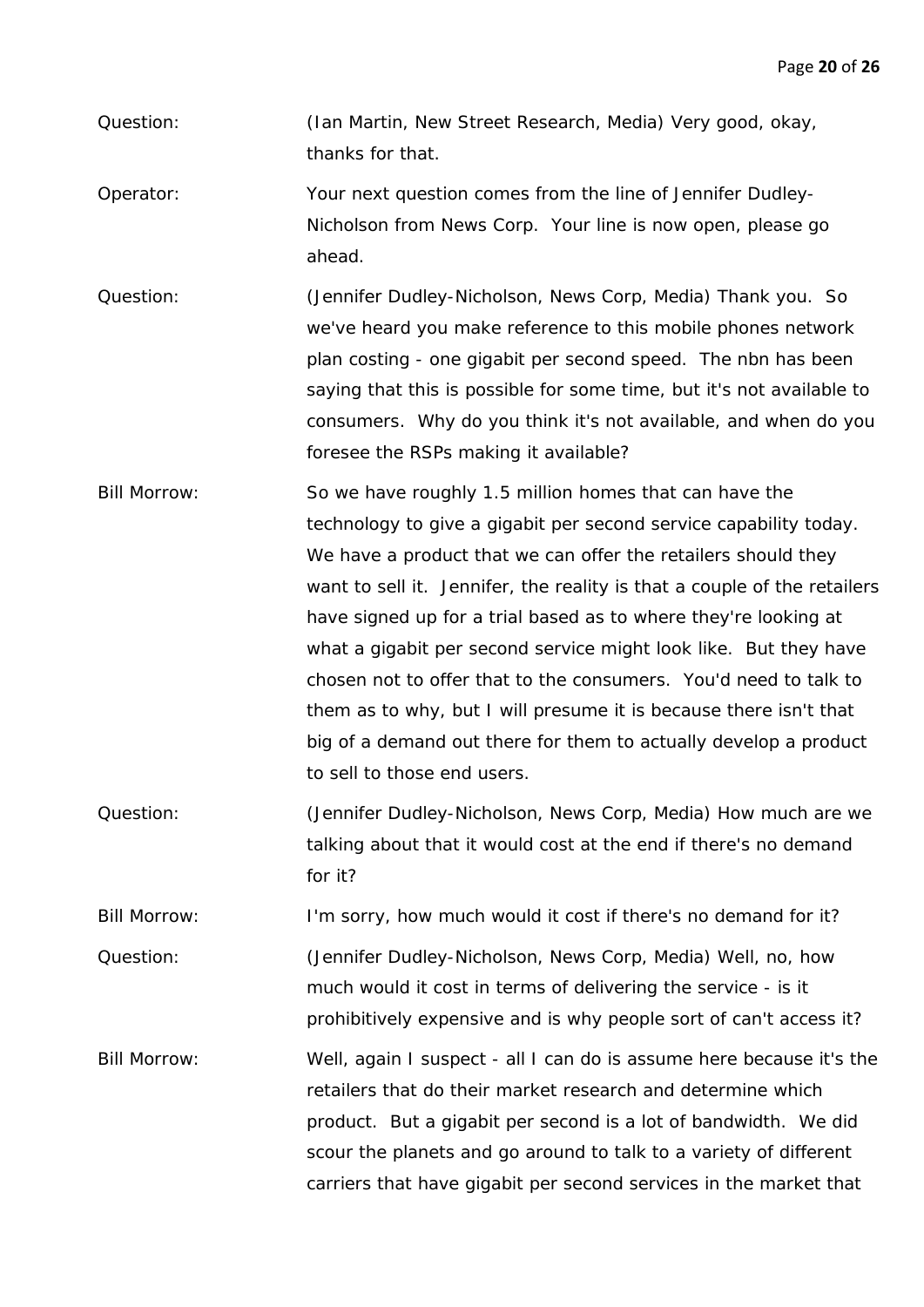Question: (Ian Martin, New Street Research, Media) Very good, okay, thanks for that.

Operator: Your next question comes from the line of Jennifer Dudley-Nicholson from News Corp. Your line is now open, please go ahead.

Question: (Jennifer Dudley-Nicholson, News Corp, Media) Thank you. So we've heard you make reference to this mobile phones network plan costing - one gigabit per second speed. The nbn has been saying that this is possible for some time, but it's not available to consumers. Why do you think it's not available, and when do you foresee the RSPs making it available?

Bill Morrow: So we have roughly 1.5 million homes that can have the technology to give a gigabit per second service capability today. We have a product that we can offer the retailers should they want to sell it. Jennifer, the reality is that a couple of the retailers have signed up for a trial based as to where they're looking at what a gigabit per second service might look like. But they have chosen not to offer that to the consumers. You'd need to talk to them as to why, but I will presume it is because there isn't that big of a demand out there for them to actually develop a product to sell to those end users.

Question: (Jennifer Dudley-Nicholson, News Corp, Media) How much are we talking about that it would cost at the end if there's no demand for it?

Bill Morrow: I'm sorry, how much would it cost if there's no demand for it?

Question: (Jennifer Dudley-Nicholson, News Corp, Media) Well, no, how much would it cost in terms of delivering the service - is it prohibitively expensive and is why people sort of can't access it?

Bill Morrow: Well, again I suspect - all I can do is assume here because it's the retailers that do their market research and determine which product. But a gigabit per second is a lot of bandwidth. We did scour the planets and go around to talk to a variety of different carriers that have gigabit per second services in the market that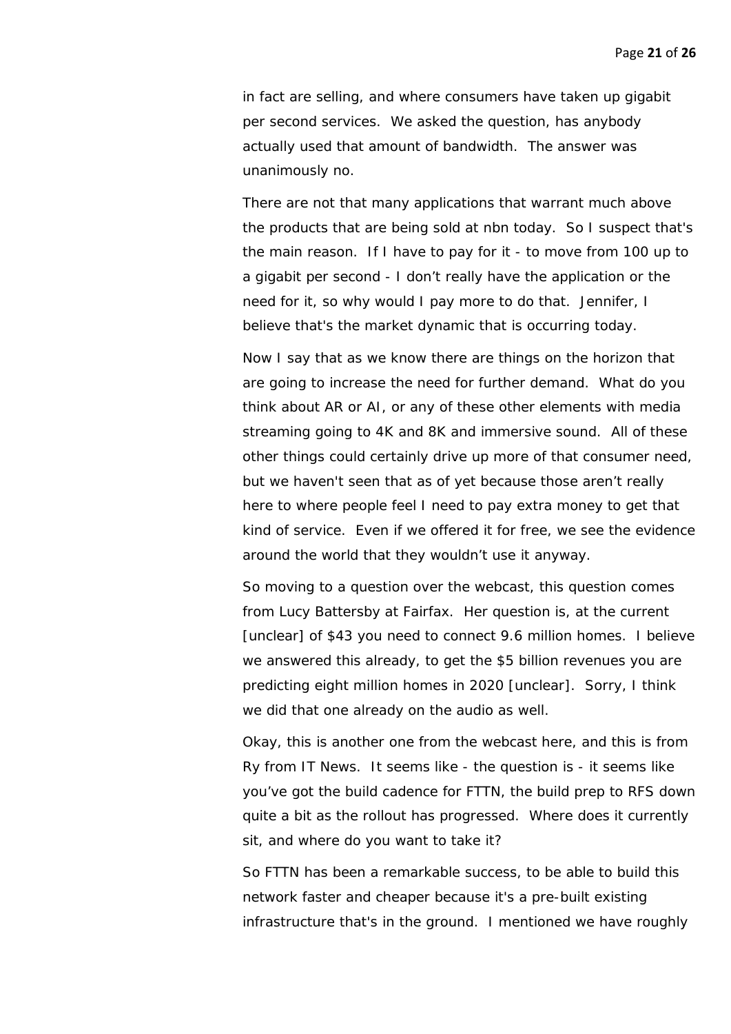in fact are selling, and where consumers have taken up gigabit per second services. We asked the question, has anybody actually used that amount of bandwidth. The answer was unanimously no.

There are not that many applications that warrant much above the products that are being sold at nbn today. So I suspect that's the main reason. If I have to pay for it - to move from 100 up to a gigabit per second - I don't really have the application or the need for it, so why would I pay more to do that. Jennifer, I believe that's the market dynamic that is occurring today.

Now I say that as we know there are things on the horizon that are going to increase the need for further demand. What do you think about AR or AI, or any of these other elements with media streaming going to 4K and 8K and immersive sound. All of these other things could certainly drive up more of that consumer need, but we haven't seen that as of yet because those aren't really here to where people feel I need to pay extra money to get that kind of service. Even if we offered it for free, we see the evidence around the world that they wouldn't use it anyway.

So moving to a question over the webcast, this question comes from Lucy Battersby at Fairfax. Her question is, at the current [unclear] of $43 you need to connect 9.6 million homes. I believe we answered this already, to get the $5 billion revenues you are predicting eight million homes in 2020 [unclear]. Sorry, I think we did that one already on the audio as well.

Okay, this is another one from the webcast here, and this is from Ry from IT News. It seems like - the question is - it seems like you've got the build cadence for FTTN, the build prep to RFS down quite a bit as the rollout has progressed. Where does it currently sit, and where do you want to take it?

So FTTN has been a remarkable success, to be able to build this network faster and cheaper because it's a pre-built existing infrastructure that's in the ground. I mentioned we have roughly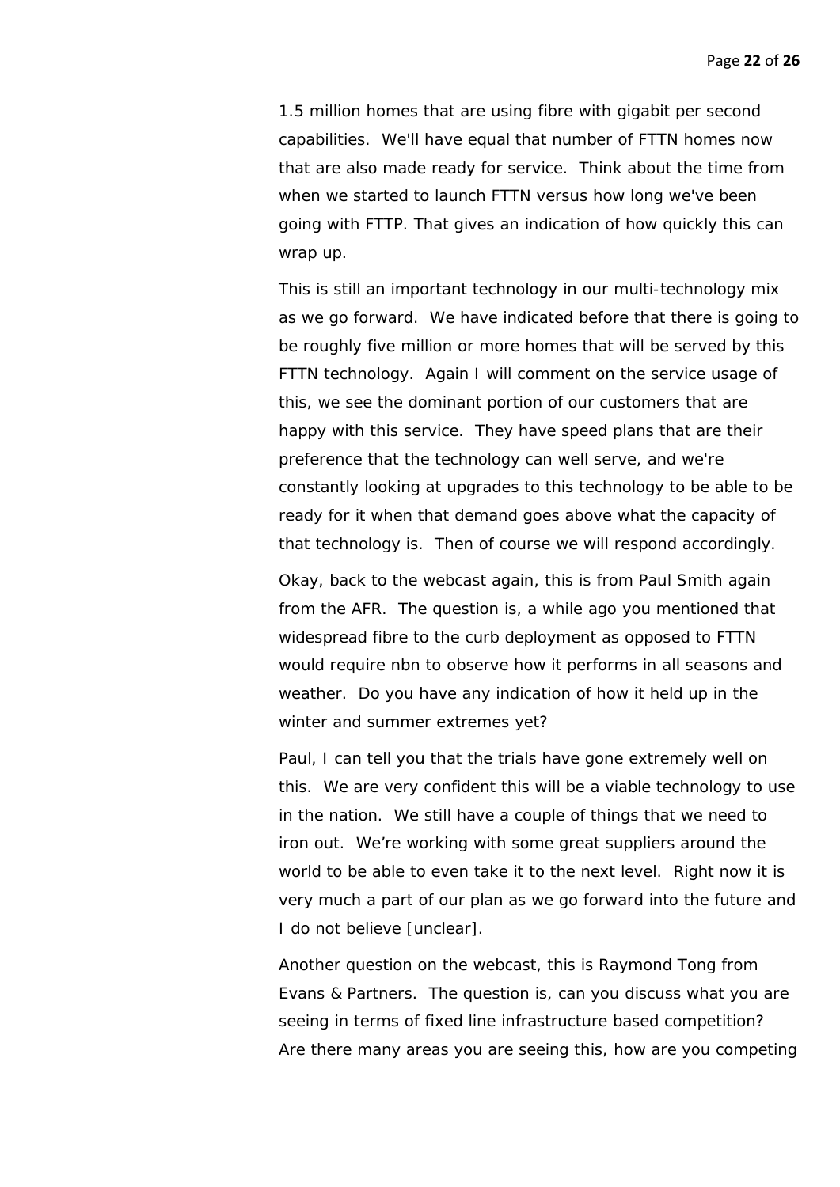1.5 million homes that are using fibre with gigabit per second capabilities. We'll have equal that number of FTTN homes now that are also made ready for service. Think about the time from when we started to launch FTTN versus how long we've been going with FTTP. That gives an indication of how quickly this can wrap up.

This is still an important technology in our multi-technology mix as we go forward. We have indicated before that there is going to be roughly five million or more homes that will be served by this FTTN technology. Again I will comment on the service usage of this, we see the dominant portion of our customers that are happy with this service. They have speed plans that are their preference that the technology can well serve, and we're constantly looking at upgrades to this technology to be able to be ready for it when that demand goes above what the capacity of that technology is. Then of course we will respond accordingly.

Okay, back to the webcast again, this is from Paul Smith again from the AFR. The question is, a while ago you mentioned that widespread fibre to the curb deployment as opposed to FTTN would require nbn to observe how it performs in all seasons and weather. Do you have any indication of how it held up in the winter and summer extremes yet?

Paul, I can tell you that the trials have gone extremely well on this. We are very confident this will be a viable technology to use in the nation. We still have a couple of things that we need to iron out. We're working with some great suppliers around the world to be able to even take it to the next level. Right now it is very much a part of our plan as we go forward into the future and I do not believe [unclear].

Another question on the webcast, this is Raymond Tong from Evans & Partners. The question is, can you discuss what you are seeing in terms of fixed line infrastructure based competition? Are there many areas you are seeing this, how are you competing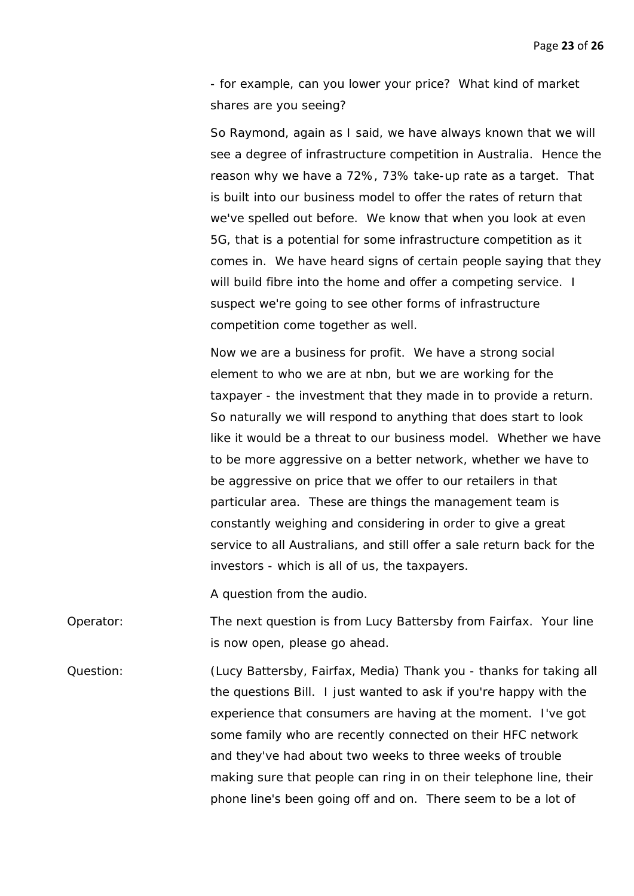- for example, can you lower your price? What kind of market shares are you seeing?

So Raymond, again as I said, we have always known that we will see a degree of infrastructure competition in Australia. Hence the reason why we have a 72%, 73% take-up rate as a target. That is built into our business model to offer the rates of return that we've spelled out before. We know that when you look at even 5G, that is a potential for some infrastructure competition as it comes in. We have heard signs of certain people saying that they will build fibre into the home and offer a competing service. I suspect we're going to see other forms of infrastructure competition come together as well.

Now we are a business for profit. We have a strong social element to who we are at nbn, but we are working for the taxpayer - the investment that they made in to provide a return. So naturally we will respond to anything that does start to look like it would be a threat to our business model. Whether we have to be more aggressive on a better network, whether we have to be aggressive on price that we offer to our retailers in that particular area. These are things the management team is constantly weighing and considering in order to give a great service to all Australians, and still offer a sale return back for the investors - which is all of us, the taxpayers.

A question from the audio.

Operator: The next question is from Lucy Battersby from Fairfax. Your line is now open, please go ahead.

Question: (Lucy Battersby, Fairfax, Media) Thank you - thanks for taking all the questions Bill. I just wanted to ask if you're happy with the experience that consumers are having at the moment. I've got some family who are recently connected on their HFC network and they've had about two weeks to three weeks of trouble making sure that people can ring in on their telephone line, their phone line's been going off and on. There seem to be a lot of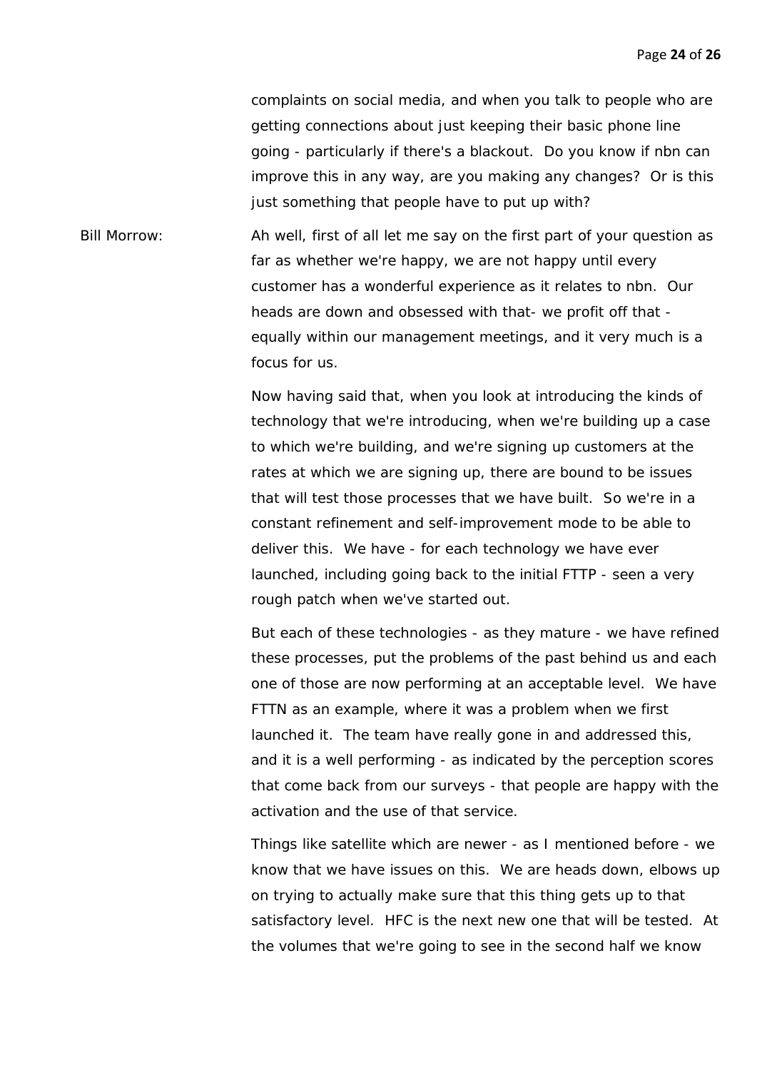complaints on social media, and when you talk to people who are getting connections about just keeping their basic phone line going - particularly if there's a blackout. Do you know if nbn can improve this in any way, are you making any changes? Or is this just something that people have to put up with?

Bill Morrow: Ah well, first of all let me say on the first part of your question as far as whether we're happy, we are not happy until every customer has a wonderful experience as it relates to nbn. Our heads are down and obsessed with that- we profit off that - equally within our management meetings, and it very much is a focus for us.

Now having said that, when you look at introducing the kinds of technology that we're introducing, when we're building up a case to which we're building, and we're signing up customers at the rates at which we are signing up, there are bound to be issues that will test those processes that we have built. So we're in a constant refinement and self-improvement mode to be able to deliver this. We have - for each technology we have ever launched, including going back to the initial FTTP - seen a very rough patch when we've started out.

But each of these technologies - as they mature - we have refined these processes, put the problems of the past behind us and each one of those are now performing at an acceptable level. We have FTTN as an example, where it was a problem when we first launched it. The team have really gone in and addressed this, and it is a well performing - as indicated by the perception scores that come back from our surveys - that people are happy with the activation and the use of that service.

Things like satellite which are newer - as I mentioned before - we know that we have issues on this. We are heads down, elbows up on trying to actually make sure that this thing gets up to that satisfactory level. HFC is the next new one that will be tested. At the volumes that we're going to see in the second half we know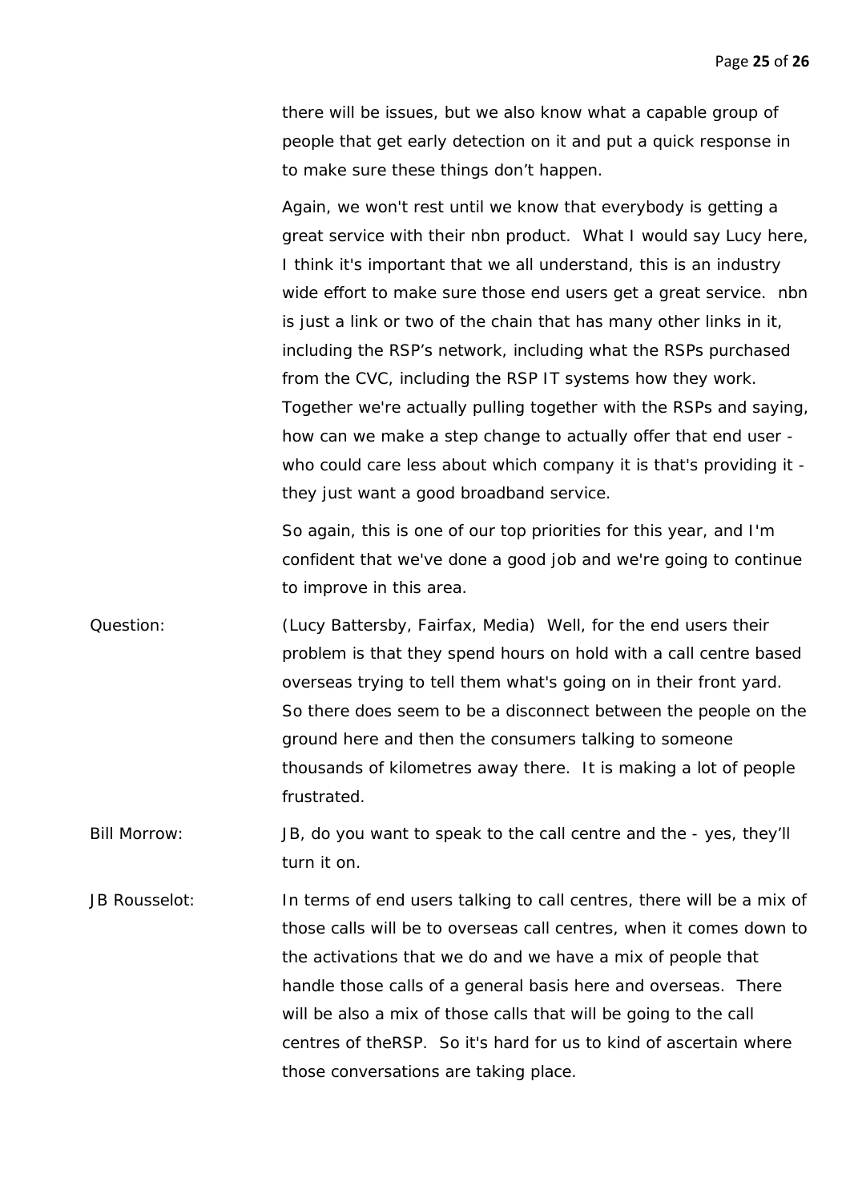there will be issues, but we also know what a capable group of people that get early detection on it and put a quick response in to make sure these things don't happen.

Again, we won't rest until we know that everybody is getting a great service with their nbn product. What I would say Lucy here, I think it's important that we all understand, this is an industry wide effort to make sure those end users get a great service. nbn is just a link or two of the chain that has many other links in it, including the RSP's network, including what the RSPs purchased from the CVC, including the RSP IT systems how they work. Together we're actually pulling together with the RSPs and saying, how can we make a step change to actually offer that end user - who could care less about which company it is that's providing it - they just want a good broadband service.

So again, this is one of our top priorities for this year, and I'm confident that we've done a good job and we're going to continue to improve in this area.

Question: (Lucy Battersby, Fairfax, Media) Well, for the end users their problem is that they spend hours on hold with a call centre based overseas trying to tell them what's going on in their front yard. So there does seem to be a disconnect between the people on the ground here and then the consumers talking to someone thousands of kilometres away there. It is making a lot of people frustrated.

Bill Morrow: JB, do you want to speak to the call centre and the - yes, they'll turn it on.

JB Rousselot: In terms of end users talking to call centres, there will be a mix of those calls will be to overseas call centres, when it comes down to the activations that we do and we have a mix of people that handle those calls of a general basis here and overseas. There will be also a mix of those calls that will be going to the call centres of theRSP. So it's hard for us to kind of ascertain where those conversations are taking place.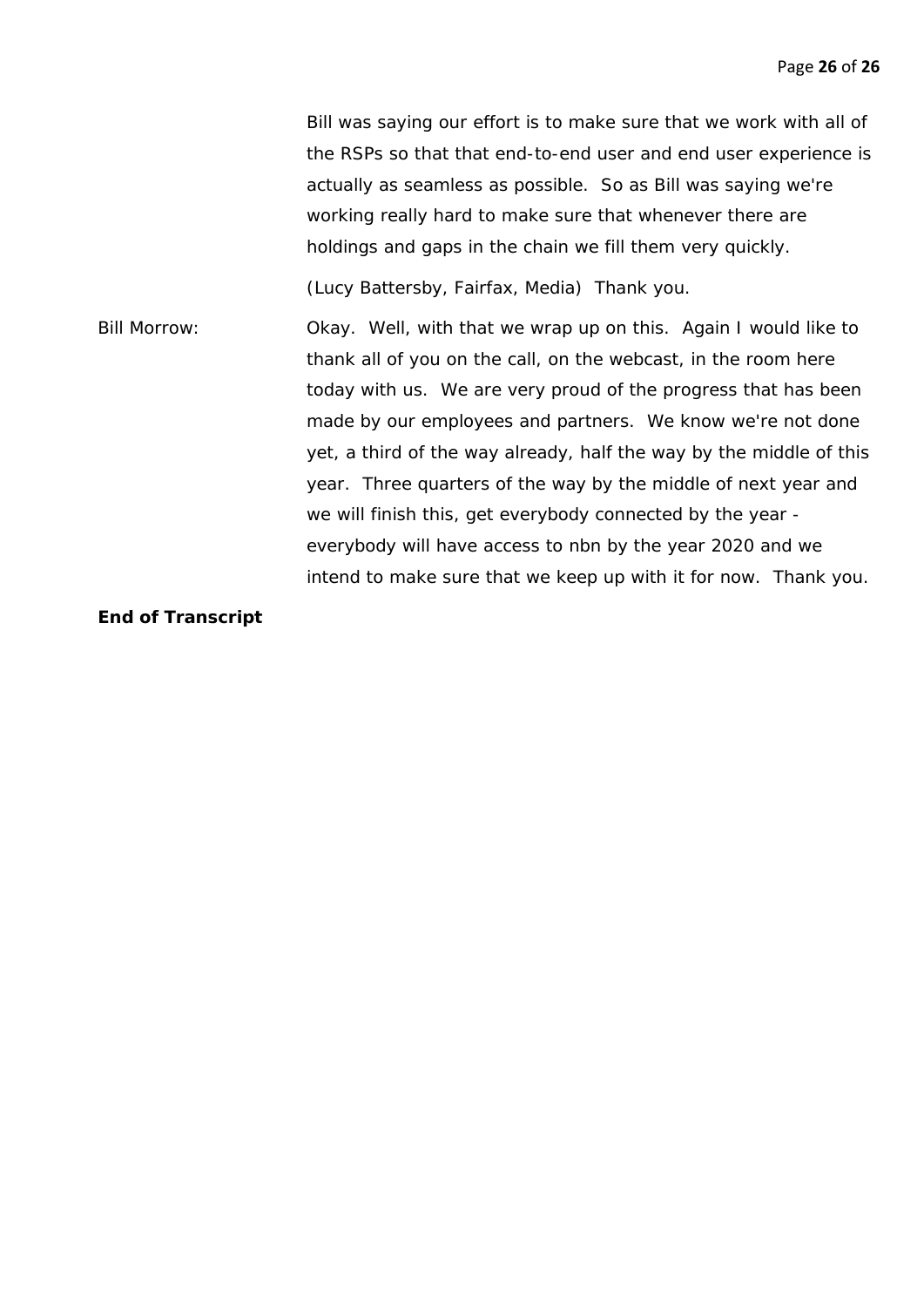Bill was saying our effort is to make sure that we work with all of the RSPs so that that end-to-end user and end user experience is actually as seamless as possible. So as Bill was saying we're working really hard to make sure that whenever there are holdings and gaps in the chain we fill them very quickly.

(Lucy Battersby, Fairfax, Media) Thank you.

Bill Morrow: Okay. Well, with that we wrap up on this. Again I would like to thank all of you on the call, on the webcast, in the room here today with us. We are very proud of the progress that has been made by our employees and partners. We know we're not done yet, a third of the way already, half the way by the middle of this year. Three quarters of the way by the middle of next year and we will finish this, get everybody connected by the year - everybody will have access to nbn by the year 2020 and we intend to make sure that we keep up with it for now. Thank you.

**End of Transcript**